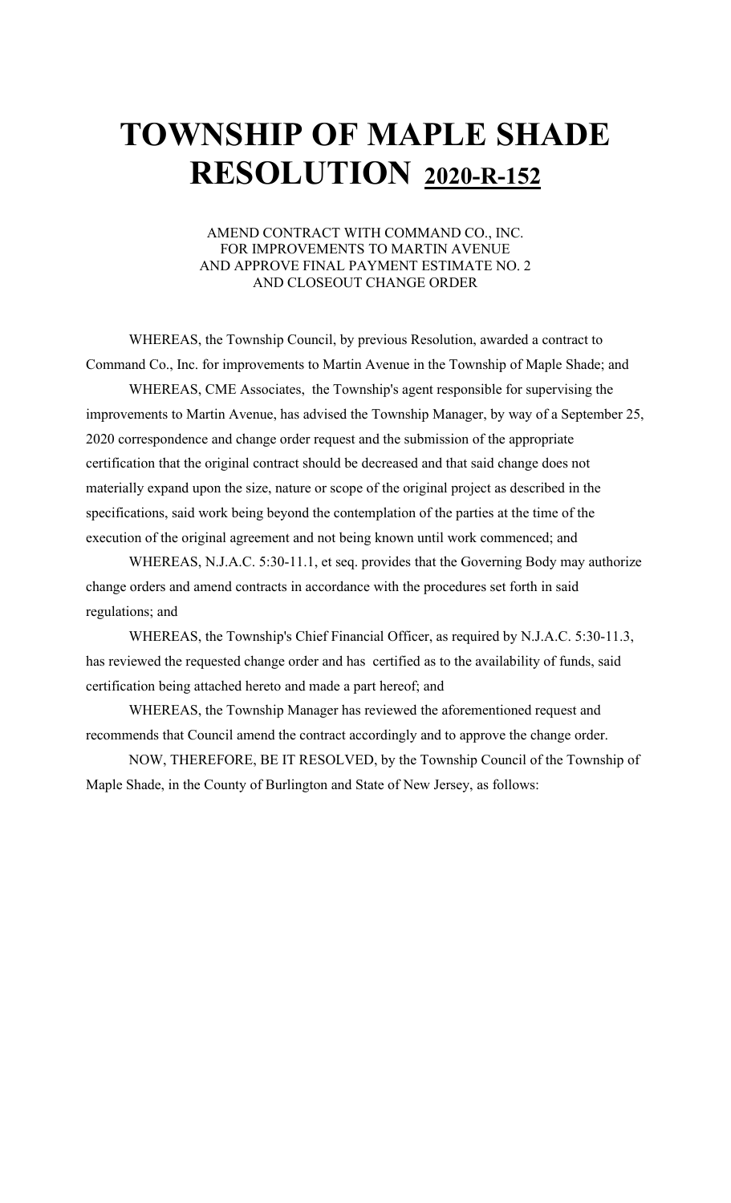# TOWNSHIP OF MAPLE SHADE RESOLUTION 2020-R-152

AMEND CONTRACT WITH COMMAND CO., INC.
FOR IMPROVEMENTS TO MARTIN AVENUE
AND APPROVE FINAL PAYMENT ESTIMATE NO. 2
AND CLOSEOUT CHANGE ORDER

WHEREAS, the Township Council, by previous Resolution, awarded a contract to Command Co., Inc. for improvements to Martin Avenue in the Township of Maple Shade; and

WHEREAS, CME Associates, the Township's agent responsible for supervising the improvements to Martin Avenue, has advised the Township Manager, by way of a September 25, 2020 correspondence and change order request and the submission of the appropriate certification that the original contract should be decreased and that said change does not materially expand upon the size, nature or scope of the original project as described in the specifications, said work being beyond the contemplation of the parties at the time of the execution of the original agreement and not being known until work commenced; and

WHEREAS, N.J.A.C. 5:30-11.1, et seq. provides that the Governing Body may authorize change orders and amend contracts in accordance with the procedures set forth in said regulations; and

WHEREAS, the Township's Chief Financial Officer, as required by N.J.A.C. 5:30-11.3, has reviewed the requested change order and has certified as to the availability of funds, said certification being attached hereto and made a part hereof; and

WHEREAS, the Township Manager has reviewed the aforementioned request and recommends that Council amend the contract accordingly and to approve the change order.

NOW, THEREFORE, BE IT RESOLVED, by the Township Council of the Township of Maple Shade, in the County of Burlington and State of New Jersey, as follows: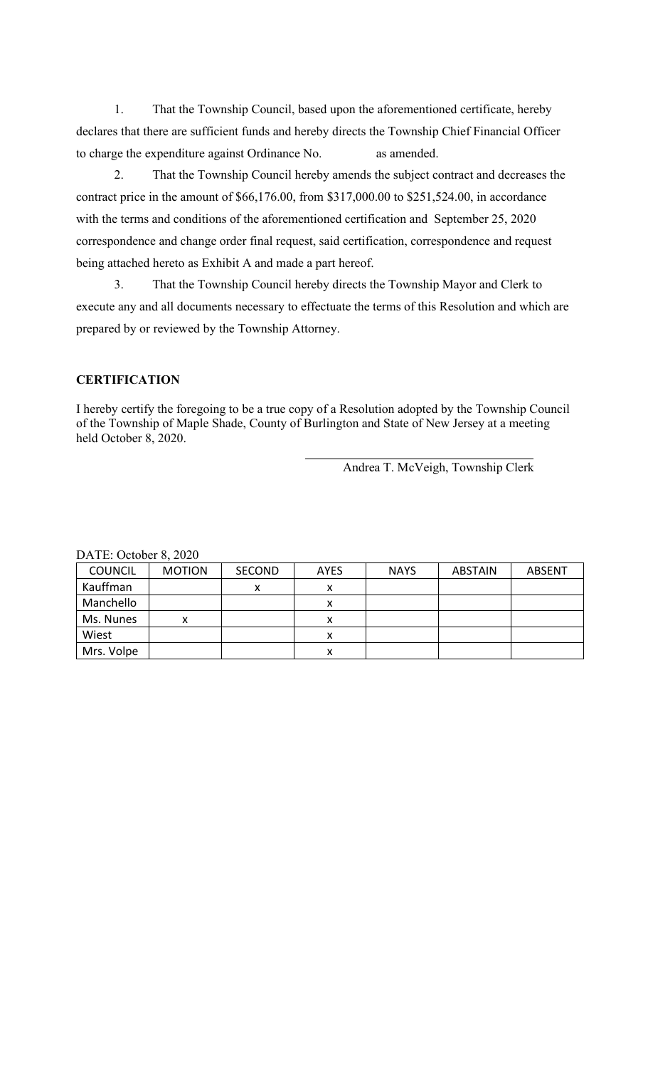1. That the Township Council, based upon the aforementioned certificate, hereby declares that there are sufficient funds and hereby directs the Township Chief Financial Officer to charge the expenditure against Ordinance No. as amended.

2. That the Township Council hereby amends the subject contract and decreases the contract price in the amount of $66,176.00, from $317,000.00 to $251,524.00, in accordance with the terms and conditions of the aforementioned certification and September 25, 2020 correspondence and change order final request, said certification, correspondence and request being attached hereto as Exhibit A and made a part hereof.

3. That the Township Council hereby directs the Township Mayor and Clerk to execute any and all documents necessary to effectuate the terms of this Resolution and which are prepared by or reviewed by the Township Attorney.

**CERTIFICATION**

I hereby certify the foregoing to be a true copy of a Resolution adopted by the Township Council of the Township of Maple Shade, County of Burlington and State of New Jersey at a meeting held October 8, 2020.

Andrea T. McVeigh, Township Clerk

DATE: October 8, 2020

| COUNCIL | MOTION | SECOND | AYES | NAYS | ABSTAIN | ABSENT |
|---|---|---|---|---|---|---|
| Kauffman | | x | x | | | |
| Manchello | | | x | | | |
| Ms. Nunes | x | | x | | | |
| Wiest | | | x | | | |
| Mrs. Volpe | | | x | | | |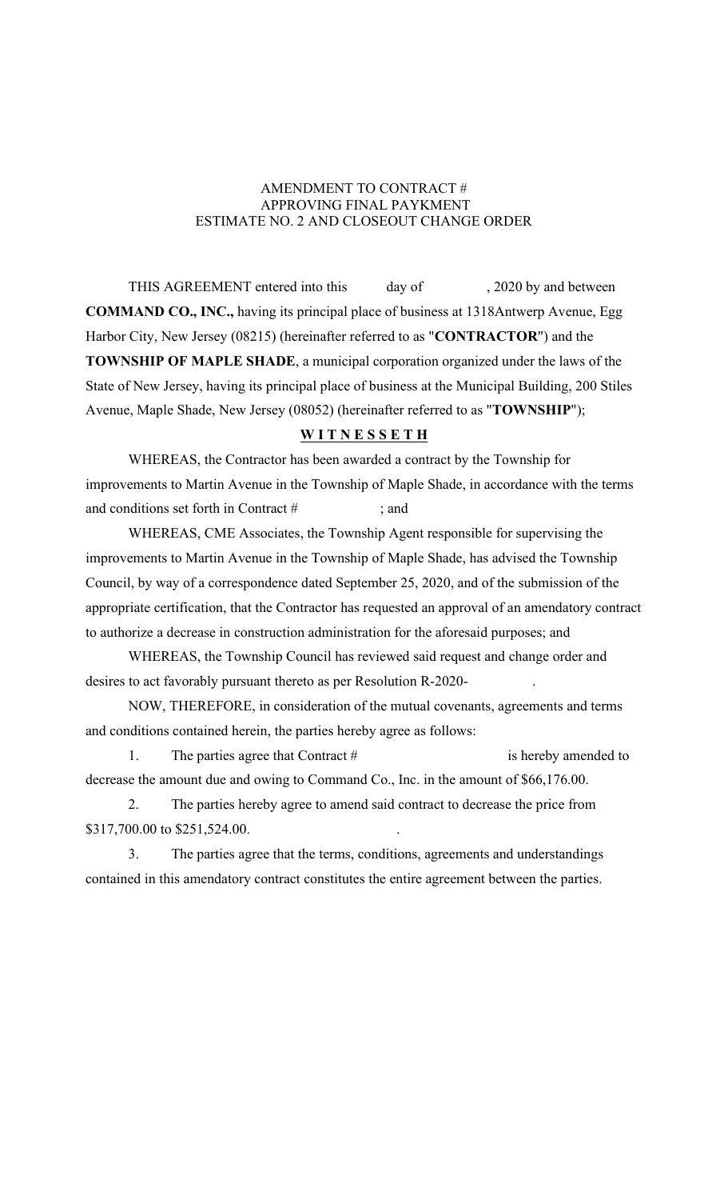AMENDMENT TO CONTRACT #
APPROVING FINAL PAYKMENT
ESTIMATE NO. 2 AND CLOSEOUT CHANGE ORDER

THIS AGREEMENT entered into this day of , 2020 by and between **COMMAND CO., INC.,** having its principal place of business at 1318Antwerp Avenue, Egg Harbor City, New Jersey (08215) (hereinafter referred to as "**CONTRACTOR**") and the **TOWNSHIP OF MAPLE SHADE**, a municipal corporation organized under the laws of the State of New Jersey, having its principal place of business at the Municipal Building, 200 Stiles Avenue, Maple Shade, New Jersey (08052) (hereinafter referred to as "**TOWNSHIP**");

**W I T N E S S E T H**

WHEREAS, the Contractor has been awarded a contract by the Township for improvements to Martin Avenue in the Township of Maple Shade, in accordance with the terms and conditions set forth in Contract # ; and

WHEREAS, CME Associates, the Township Agent responsible for supervising the improvements to Martin Avenue in the Township of Maple Shade, has advised the Township Council, by way of a correspondence dated September 25, 2020, and of the submission of the appropriate certification, that the Contractor has requested an approval of an amendatory contract to authorize a decrease in construction administration for the aforesaid purposes; and

WHEREAS, the Township Council has reviewed said request and change order and desires to act favorably pursuant thereto as per Resolution R-2020- .

NOW, THEREFORE, in consideration of the mutual covenants, agreements and terms and conditions contained herein, the parties hereby agree as follows:

1. The parties agree that Contract # is hereby amended to decrease the amount due and owing to Command Co., Inc. in the amount of $66,176.00.

2. The parties hereby agree to amend said contract to decrease the price from $317,700.00 to $251,524.00.

3. The parties agree that the terms, conditions, agreements and understandings contained in this amendatory contract constitutes the entire agreement between the parties.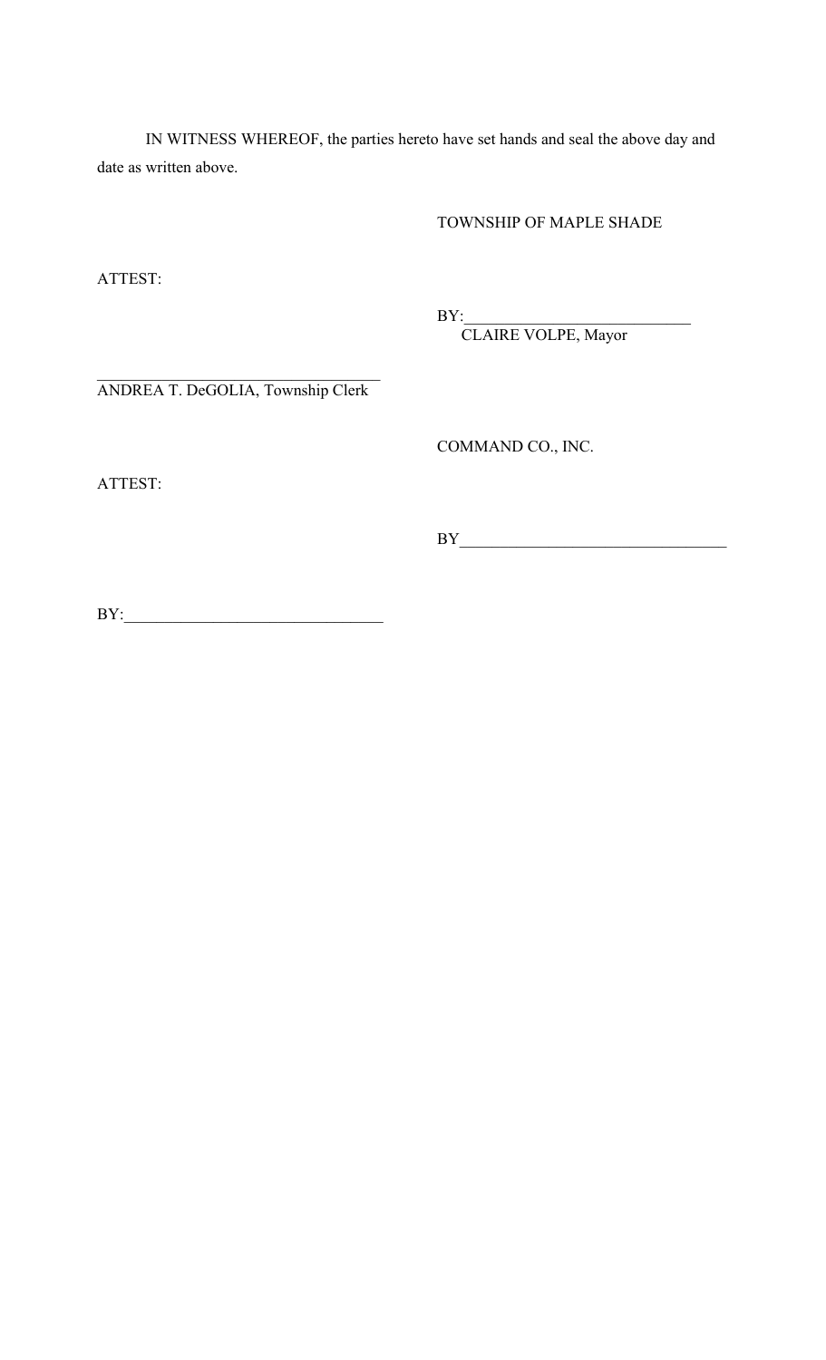IN WITNESS WHEREOF, the parties hereto have set hands and seal the above day and date as written above.

TOWNSHIP OF MAPLE SHADE

ATTEST:

BY:____________________________
CLAIRE VOLPE, Mayor

________________________________
ANDREA T. DeGOLIA, Township Clerk

COMMAND CO., INC.

ATTEST:

BY________________________________

BY:_______________________________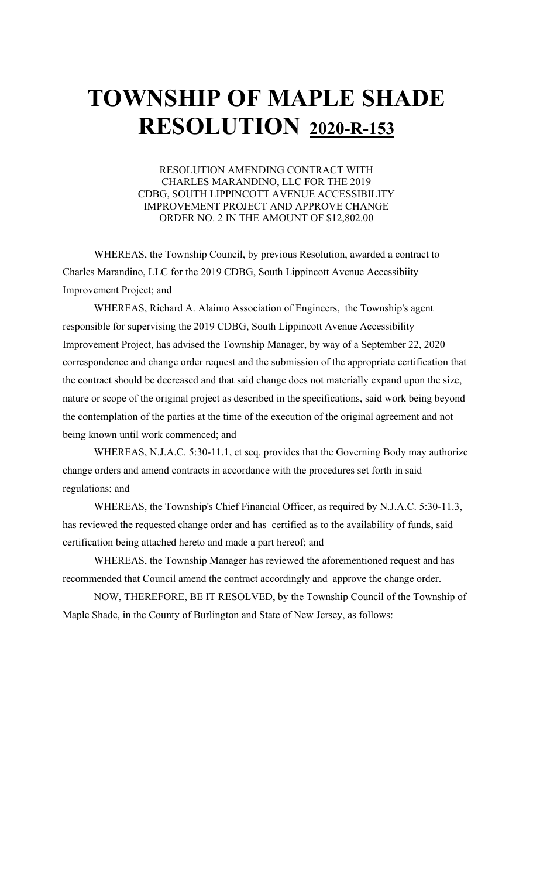# TOWNSHIP OF MAPLE SHADE RESOLUTION 2020-R-153

RESOLUTION AMENDING CONTRACT WITH CHARLES MARANDINO, LLC FOR THE 2019 CDBG, SOUTH LIPPINCOTT AVENUE ACCESSIBILITY IMPROVEMENT PROJECT AND APPROVE CHANGE ORDER NO. 2 IN THE AMOUNT OF $12,802.00

WHEREAS, the Township Council, by previous Resolution, awarded a contract to Charles Marandino, LLC for the 2019 CDBG, South Lippincott Avenue Accessibiity Improvement Project; and

WHEREAS, Richard A. Alaimo Association of Engineers, the Township's agent responsible for supervising the 2019 CDBG, South Lippincott Avenue Accessibility Improvement Project, has advised the Township Manager, by way of a September 22, 2020 correspondence and change order request and the submission of the appropriate certification that the contract should be decreased and that said change does not materially expand upon the size, nature or scope of the original project as described in the specifications, said work being beyond the contemplation of the parties at the time of the execution of the original agreement and not being known until work commenced; and

WHEREAS, N.J.A.C. 5:30-11.1, et seq. provides that the Governing Body may authorize change orders and amend contracts in accordance with the procedures set forth in said regulations; and

WHEREAS, the Township's Chief Financial Officer, as required by N.J.A.C. 5:30-11.3, has reviewed the requested change order and has certified as to the availability of funds, said certification being attached hereto and made a part hereof; and

WHEREAS, the Township Manager has reviewed the aforementioned request and has recommended that Council amend the contract accordingly and approve the change order.

NOW, THEREFORE, BE IT RESOLVED, by the Township Council of the Township of Maple Shade, in the County of Burlington and State of New Jersey, as follows: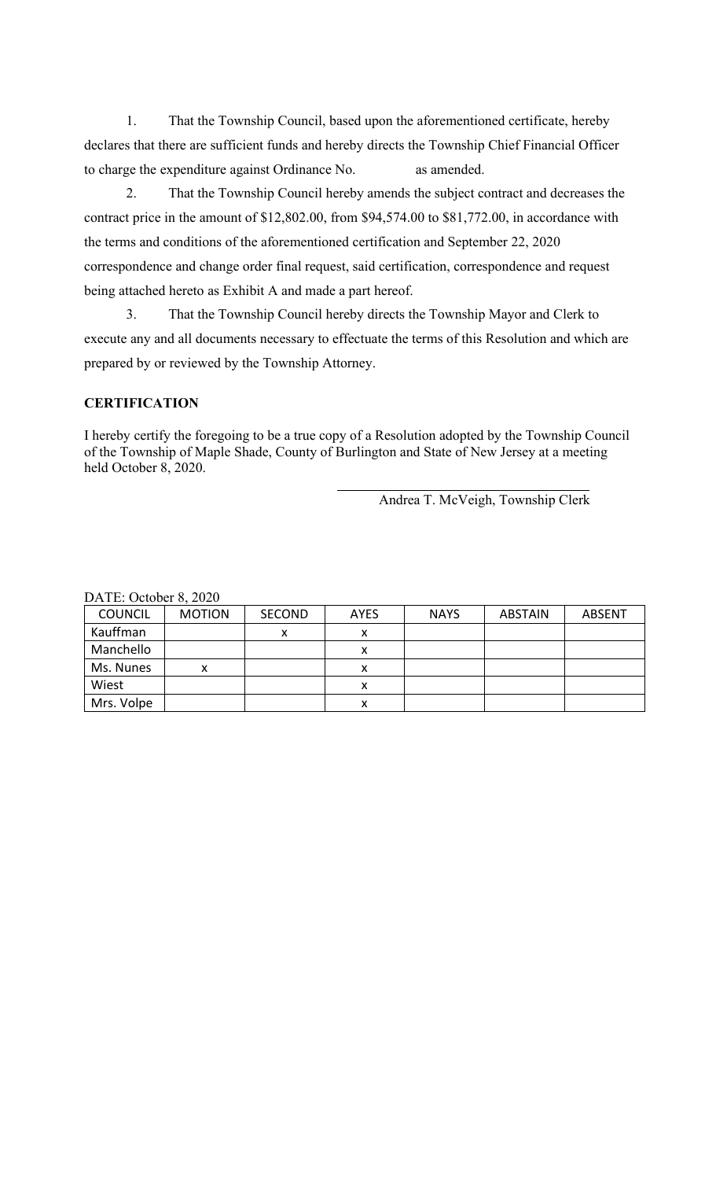1. That the Township Council, based upon the aforementioned certificate, hereby declares that there are sufficient funds and hereby directs the Township Chief Financial Officer to charge the expenditure against Ordinance No.            as amended.

2. That the Township Council hereby amends the subject contract and decreases the contract price in the amount of $12,802.00, from $94,574.00 to $81,772.00, in accordance with the terms and conditions of the aforementioned certification and September 22, 2020 correspondence and change order final request, said certification, correspondence and request being attached hereto as Exhibit A and made a part hereof.

3. That the Township Council hereby directs the Township Mayor and Clerk to execute any and all documents necessary to effectuate the terms of this Resolution and which are prepared by or reviewed by the Township Attorney.

**CERTIFICATION**

I hereby certify the foregoing to be a true copy of a Resolution adopted by the Township Council of the Township of Maple Shade, County of Burlington and State of New Jersey at a meeting held October 8, 2020.

\_\_\_\_\_\_\_\_\_\_\_\_\_\_\_\_\_\_\_\_\_\_\_\_\_\_\_\_\_\_\_\_\_\_\_\_

Andrea T. McVeigh, Township Clerk

DATE: October 8, 2020

| COUNCIL | MOTION | SECOND | AYES | NAYS | ABSTAIN | ABSENT |
|---|---|---|---|---|---|---|
| Kauffman | | x | x | | | |
| Manchello | | | x | | | |
| Ms. Nunes | x | | x | | | |
| Wiest | | | x | | | |
| Mrs. Volpe | | | x | | | |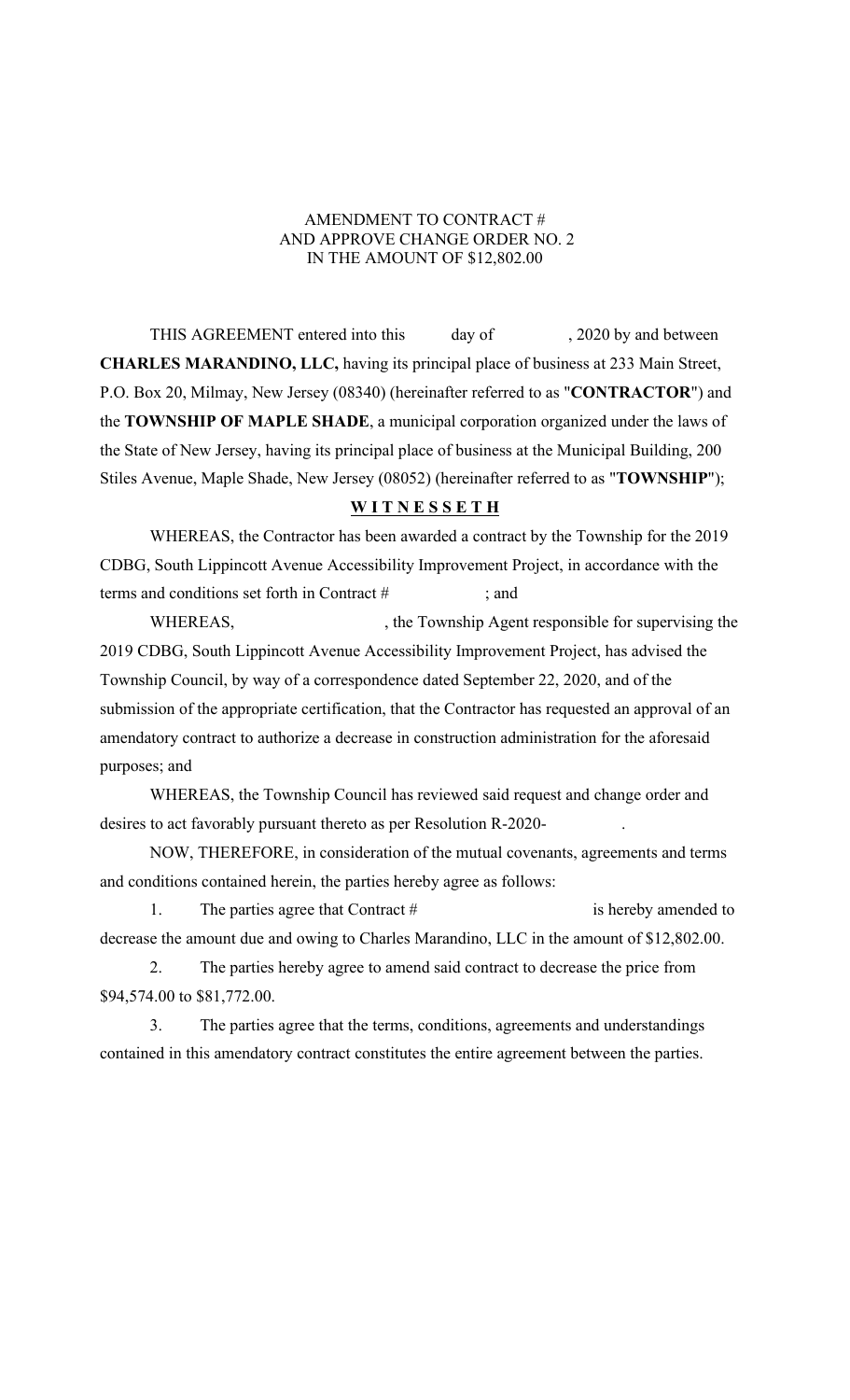AMENDMENT TO CONTRACT #
AND APPROVE CHANGE ORDER NO. 2
IN THE AMOUNT OF $12,802.00

THIS AGREEMENT entered into this day of , 2020 by and between **CHARLES MARANDINO, LLC,** having its principal place of business at 233 Main Street, P.O. Box 20, Milmay, New Jersey (08340) (hereinafter referred to as "**CONTRACTOR**") and the **TOWNSHIP OF MAPLE SHADE**, a municipal corporation organized under the laws of the State of New Jersey, having its principal place of business at the Municipal Building, 200 Stiles Avenue, Maple Shade, New Jersey (08052) (hereinafter referred to as "**TOWNSHIP**");

**W I T N E S S E T H**

WHEREAS, the Contractor has been awarded a contract by the Township for the 2019 CDBG, South Lippincott Avenue Accessibility Improvement Project, in accordance with the terms and conditions set forth in Contract # ; and

WHEREAS, , the Township Agent responsible for supervising the 2019 CDBG, South Lippincott Avenue Accessibility Improvement Project, has advised the Township Council, by way of a correspondence dated September 22, 2020, and of the submission of the appropriate certification, that the Contractor has requested an approval of an amendatory contract to authorize a decrease in construction administration for the aforesaid purposes; and

WHEREAS, the Township Council has reviewed said request and change order and desires to act favorably pursuant thereto as per Resolution R-2020- .

NOW, THEREFORE, in consideration of the mutual covenants, agreements and terms and conditions contained herein, the parties hereby agree as follows:

1. The parties agree that Contract # is hereby amended to decrease the amount due and owing to Charles Marandino, LLC in the amount of $12,802.00.

2. The parties hereby agree to amend said contract to decrease the price from $94,574.00 to $81,772.00.

3. The parties agree that the terms, conditions, agreements and understandings contained in this amendatory contract constitutes the entire agreement between the parties.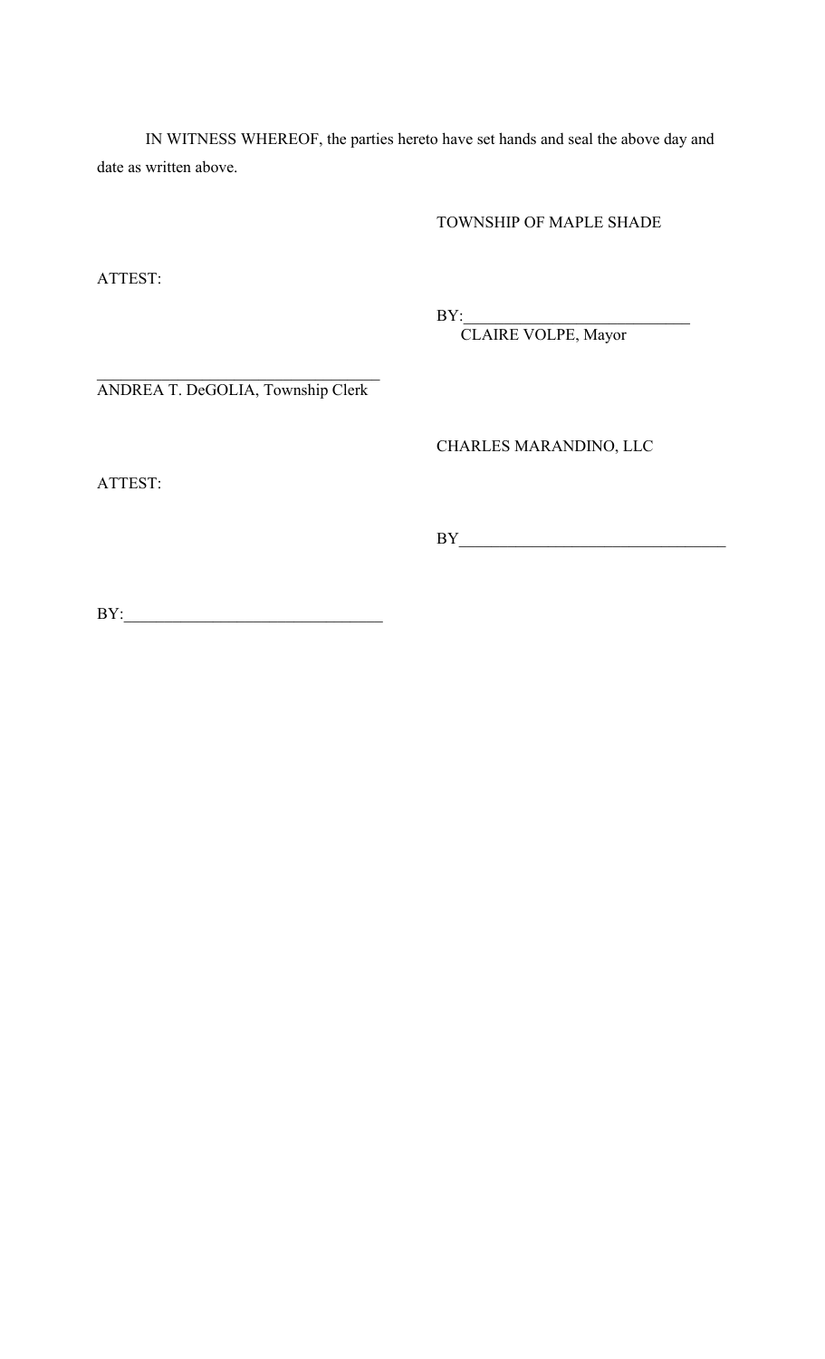IN WITNESS WHEREOF, the parties hereto have set hands and seal the above day and date as written above.

TOWNSHIP OF MAPLE SHADE

ATTEST:

BY:____________________________
CLAIRE VOLPE, Mayor

________________________________
ANDREA T. DeGOLIA, Township Clerk

CHARLES MARANDINO, LLC

ATTEST:

BY________________________________

BY:_______________________________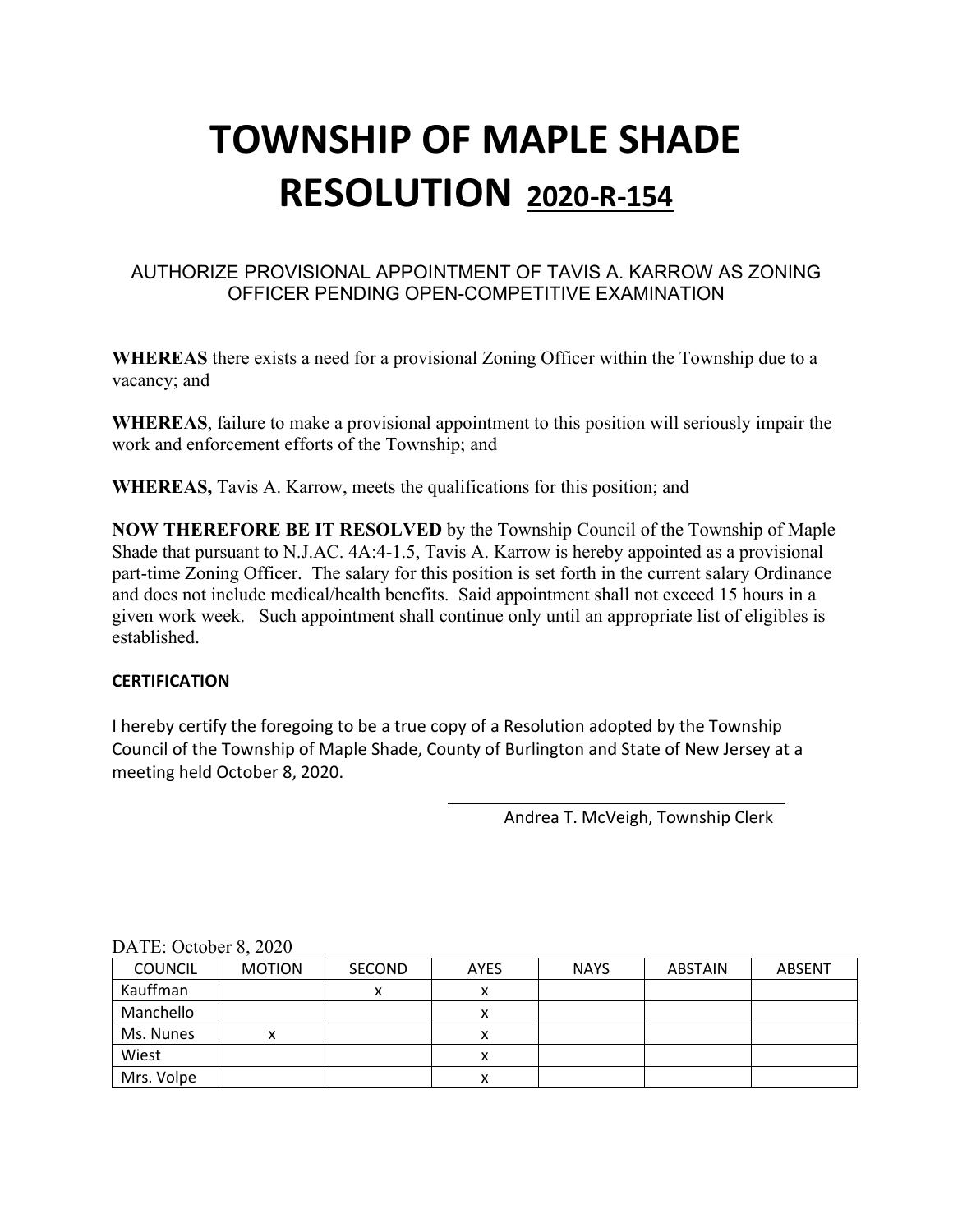# TOWNSHIP OF MAPLE SHADE RESOLUTION 2020-R-154

AUTHORIZE PROVISIONAL APPOINTMENT OF TAVIS A. KARROW AS ZONING OFFICER PENDING OPEN-COMPETITIVE EXAMINATION

**WHEREAS** there exists a need for a provisional Zoning Officer within the Township due to a vacancy; and

**WHEREAS**, failure to make a provisional appointment to this position will seriously impair the work and enforcement efforts of the Township; and

**WHEREAS,** Tavis A. Karrow, meets the qualifications for this position; and

**NOW THEREFORE BE IT RESOLVED** by the Township Council of the Township of Maple Shade that pursuant to N.J.AC. 4A:4-1.5, Tavis A. Karrow is hereby appointed as a provisional part-time Zoning Officer. The salary for this position is set forth in the current salary Ordinance and does not include medical/health benefits. Said appointment shall not exceed 15 hours in a given work week. Such appointment shall continue only until an appropriate list of eligibles is established.

**CERTIFICATION**

I hereby certify the foregoing to be a true copy of a Resolution adopted by the Township Council of the Township of Maple Shade, County of Burlington and State of New Jersey at a meeting held October 8, 2020.

Andrea T. McVeigh, Township Clerk

DATE: October 8, 2020

| COUNCIL | MOTION | SECOND | AYES | NAYS | ABSTAIN | ABSENT |
|---|---|---|---|---|---|---|
| Kauffman | | x | x | | | |
| Manchello | | | x | | | |
| Ms. Nunes | x | | x | | | |
| Wiest | | | x | | | |
| Mrs. Volpe | | | x | | | |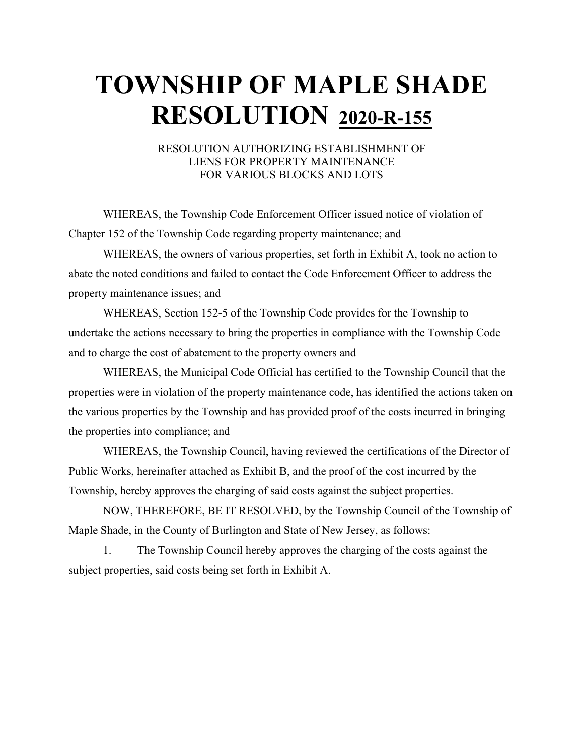# TOWNSHIP OF MAPLE SHADE RESOLUTION <u>2020-R-155</u>

RESOLUTION AUTHORIZING ESTABLISHMENT OF
LIENS FOR PROPERTY MAINTENANCE
FOR VARIOUS BLOCKS AND LOTS

WHEREAS, the Township Code Enforcement Officer issued notice of violation of Chapter 152 of the Township Code regarding property maintenance; and

WHEREAS, the owners of various properties, set forth in Exhibit A, took no action to abate the noted conditions and failed to contact the Code Enforcement Officer to address the property maintenance issues; and

WHEREAS, Section 152-5 of the Township Code provides for the Township to undertake the actions necessary to bring the properties in compliance with the Township Code and to charge the cost of abatement to the property owners and

WHEREAS, the Municipal Code Official has certified to the Township Council that the properties were in violation of the property maintenance code, has identified the actions taken on the various properties by the Township and has provided proof of the costs incurred in bringing the properties into compliance; and

WHEREAS, the Township Council, having reviewed the certifications of the Director of Public Works, hereinafter attached as Exhibit B, and the proof of the cost incurred by the Township, hereby approves the charging of said costs against the subject properties.

NOW, THEREFORE, BE IT RESOLVED, by the Township Council of the Township of Maple Shade, in the County of Burlington and State of New Jersey, as follows:

1. The Township Council hereby approves the charging of the costs against the subject properties, said costs being set forth in Exhibit A.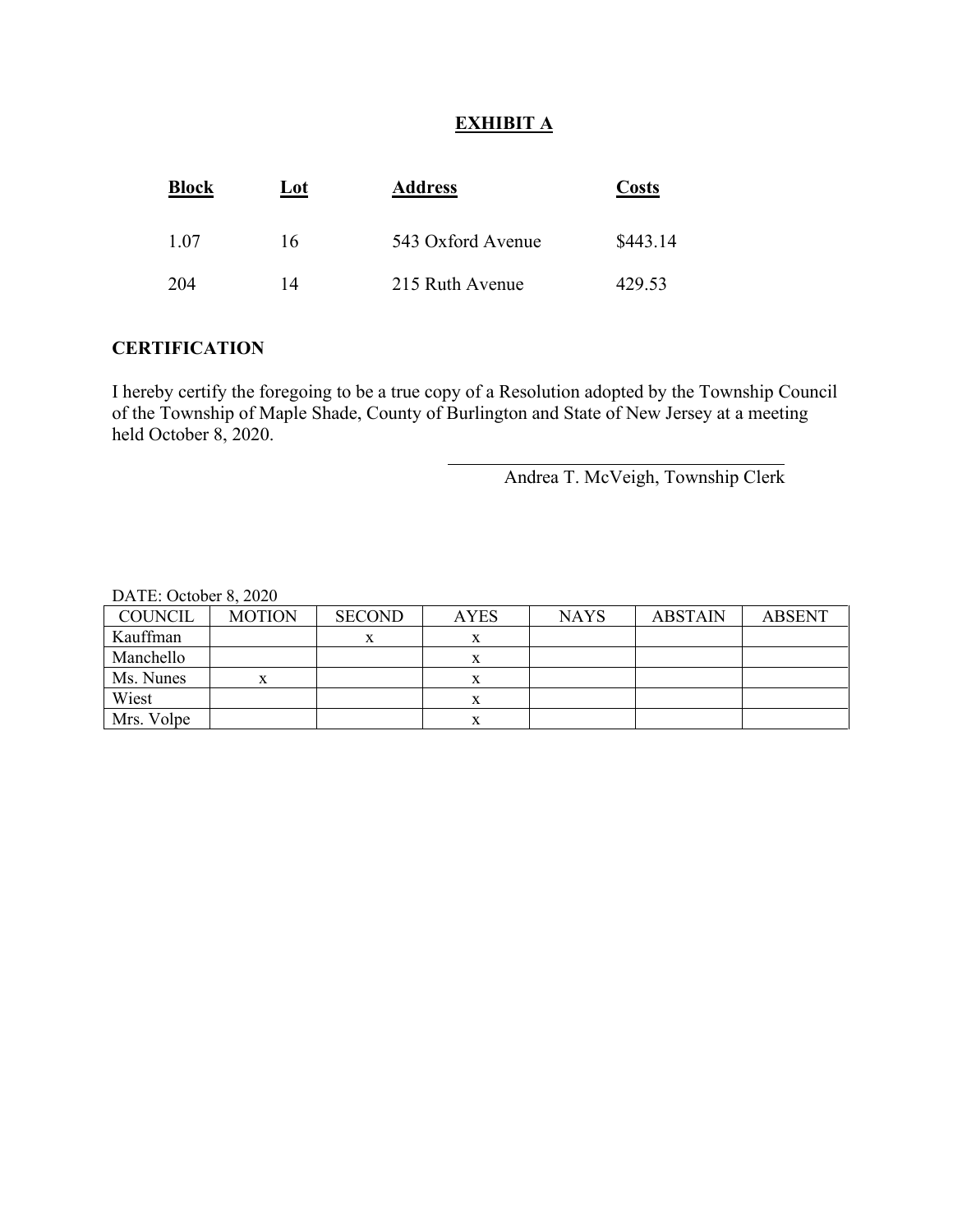## EXHIBIT A

| Block | Lot | Address | Costs |
|---|---|---|---|
| 1.07 | 16 | 543 Oxford Avenue | $443.14 |
| 204 | 14 | 215 Ruth Avenue | 429.53 |

**CERTIFICATION**

I hereby certify the foregoing to be a true copy of a Resolution adopted by the Township Council of the Township of Maple Shade, County of Burlington and State of New Jersey at a meeting held October 8, 2020.

Andrea T. McVeigh, Township Clerk

DATE: October 8, 2020

| COUNCIL | MOTION | SECOND | AYES | NAYS | ABSTAIN | ABSENT |
|---|---|---|---|---|---|---|
| Kauffman | | x | x | | | |
| Manchello | | | x | | | |
| Ms. Nunes | x | | x | | | |
| Wiest | | | x | | | |
| Mrs. Volpe | | | x | | | |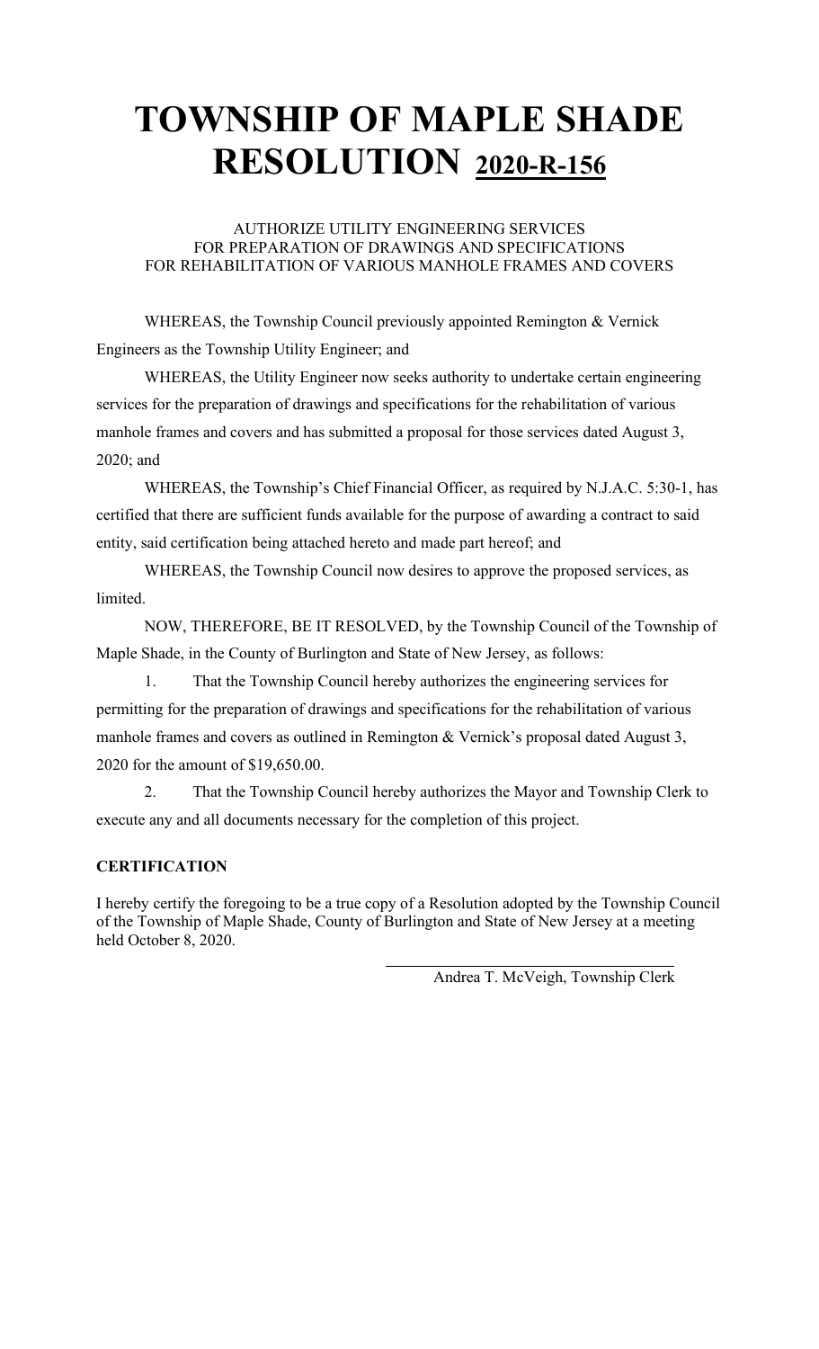# TOWNSHIP OF MAPLE SHADE RESOLUTION 2020-R-156

AUTHORIZE UTILITY ENGINEERING SERVICES
FOR PREPARATION OF DRAWINGS AND SPECIFICATIONS
FOR REHABILITATION OF VARIOUS MANHOLE FRAMES AND COVERS

WHEREAS, the Township Council previously appointed Remington & Vernick Engineers as the Township Utility Engineer; and

WHEREAS, the Utility Engineer now seeks authority to undertake certain engineering services for the preparation of drawings and specifications for the rehabilitation of various manhole frames and covers and has submitted a proposal for those services dated August 3, 2020; and

WHEREAS, the Township's Chief Financial Officer, as required by N.J.A.C. 5:30-1, has certified that there are sufficient funds available for the purpose of awarding a contract to said entity, said certification being attached hereto and made part hereof; and

WHEREAS, the Township Council now desires to approve the proposed services, as limited.

NOW, THEREFORE, BE IT RESOLVED, by the Township Council of the Township of Maple Shade, in the County of Burlington and State of New Jersey, as follows:

1. That the Township Council hereby authorizes the engineering services for permitting for the preparation of drawings and specifications for the rehabilitation of various manhole frames and covers as outlined in Remington & Vernick's proposal dated August 3, 2020 for the amount of $19,650.00.

2. That the Township Council hereby authorizes the Mayor and Township Clerk to execute any and all documents necessary for the completion of this project.

**CERTIFICATION**

I hereby certify the foregoing to be a true copy of a Resolution adopted by the Township Council of the Township of Maple Shade, County of Burlington and State of New Jersey at a meeting held October 8, 2020.

Andrea T. McVeigh, Township Clerk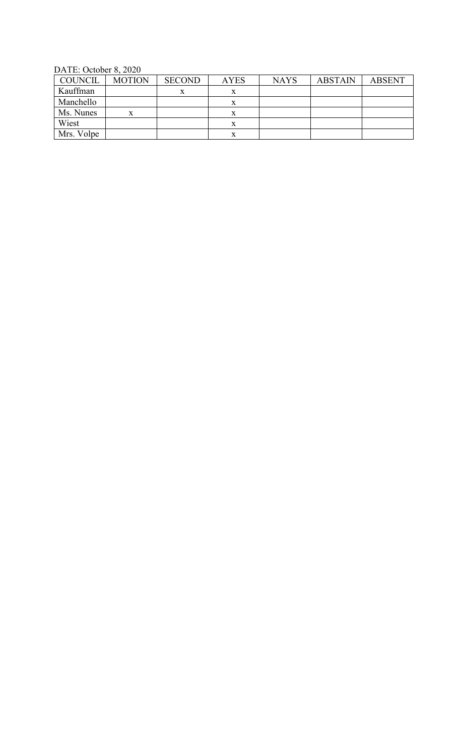DATE: October 8, 2020

| COUNCIL | MOTION | SECOND | AYES | NAYS | ABSTAIN | ABSENT |
|---|---|---|---|---|---|---|
| Kauffman | | x | x | | | |
| Manchello | | | x | | | |
| Ms. Nunes | x | | x | | | |
| Wiest | | | x | | | |
| Mrs. Volpe | | | x | | | |